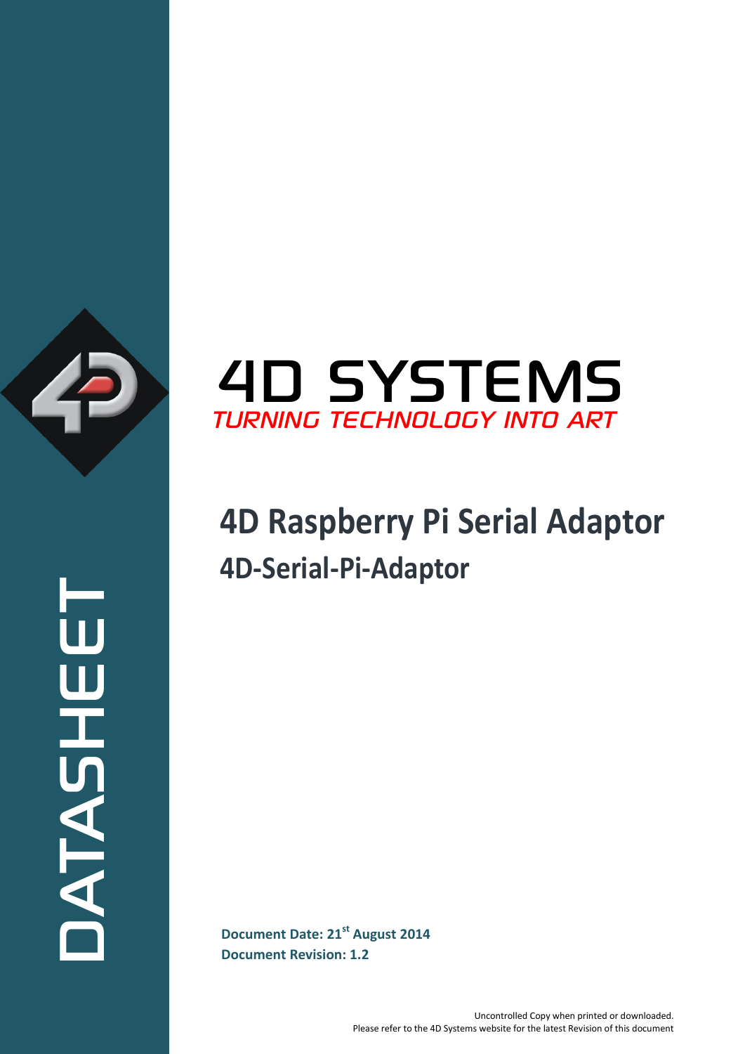DATASHEET

# 4D SYSTEMS

*TURNING TECHNOLOGY INTO ART*

# 4D Raspberry Pi Serial Adaptor

## 4D-Serial-Pi-Adaptor

**Document Date: 21st August 2014**

**Document Revision: 1.2**

Uncontrolled Copy when printed or downloaded.
Please refer to the 4D Systems website for the latest Revision of this document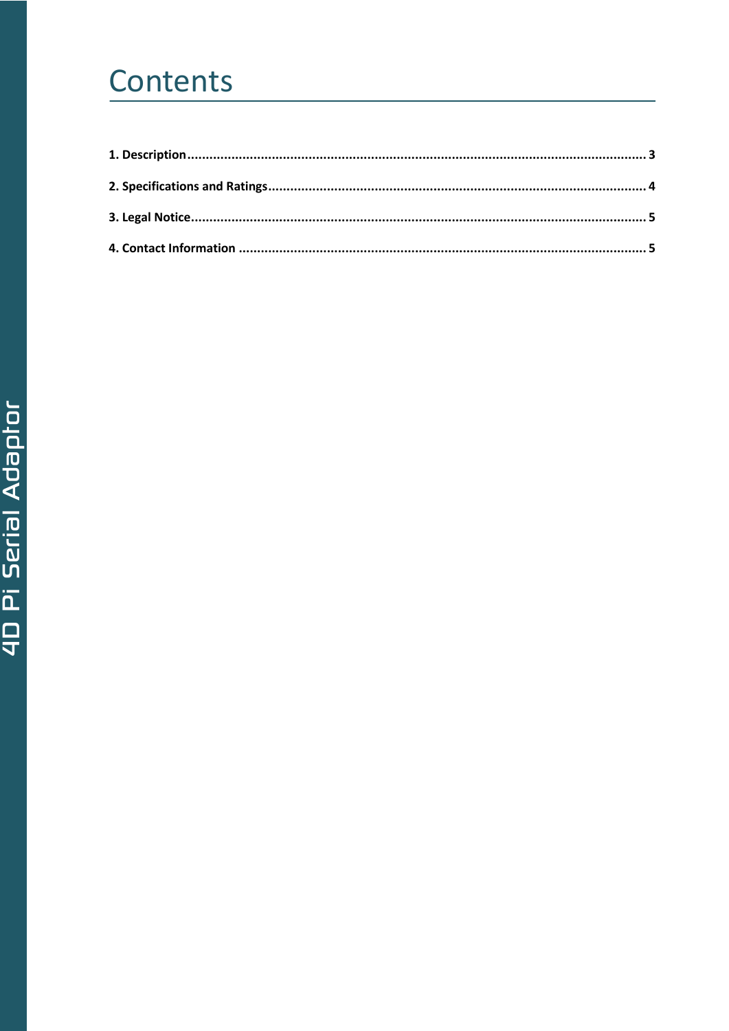# Contents

**1. Description** .......... 3

**2. Specifications and Ratings** .......... 4

**3. Legal Notice** .......... 5

**4. Contact Information** .......... 5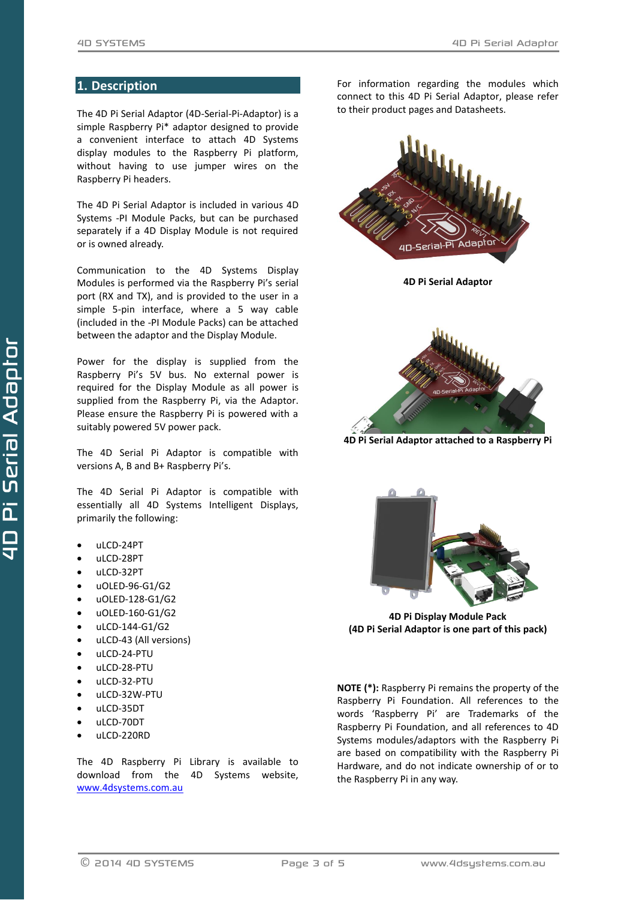## 1. Description

The 4D Pi Serial Adaptor (4D-Serial-Pi-Adaptor) is a simple Raspberry Pi* adaptor designed to provide a convenient interface to attach 4D Systems display modules to the Raspberry Pi platform, without having to use jumper wires on the Raspberry Pi headers.

The 4D Pi Serial Adaptor is included in various 4D Systems -PI Module Packs, but can be purchased separately if a 4D Display Module is not required or is owned already.

Communication to the 4D Systems Display Modules is performed via the Raspberry Pi's serial port (RX and TX), and is provided to the user in a simple 5-pin interface, where a 5 way cable (included in the -PI Module Packs) can be attached between the adaptor and the Display Module.

Power for the display is supplied from the Raspberry Pi's 5V bus. No external power is required for the Display Module as all power is supplied from the Raspberry Pi, via the Adaptor. Please ensure the Raspberry Pi is powered with a suitably powered 5V power pack.

The 4D Serial Pi Adaptor is compatible with versions A, B and B+ Raspberry Pi's.

The 4D Serial Pi Adaptor is compatible with essentially all 4D Systems Intelligent Displays, primarily the following:

- uLCD-24PT
- uLCD-28PT
- uLCD-32PT
- uOLED-96-G1/G2
- uOLED-128-G1/G2
- uOLED-160-G1/G2
- uLCD-144-G1/G2
- uLCD-43 (All versions)
- uLCD-24-PTU
- uLCD-28-PTU
- uLCD-32-PTU
- uLCD-32W-PTU
- uLCD-35DT
- uLCD-70DT
- uLCD-220RD

The 4D Raspberry Pi Library is available to download from the 4D Systems website, www.4dsystems.com.au

For information regarding the modules which connect to this 4D Pi Serial Adaptor, please refer to their product pages and Datasheets.

**4D Pi Serial Adaptor**

**4D Pi Serial Adaptor attached to a Raspberry Pi**

**4D Pi Display Module Pack**
**(4D Pi Serial Adaptor is one part of this pack)**

**NOTE (*):** Raspberry Pi remains the property of the Raspberry Pi Foundation. All references to the words 'Raspberry Pi' are Trademarks of the Raspberry Pi Foundation, and all references to 4D Systems modules/adaptors with the Raspberry Pi are based on compatibility with the Raspberry Pi Hardware, and do not indicate ownership of or to the Raspberry Pi in any way.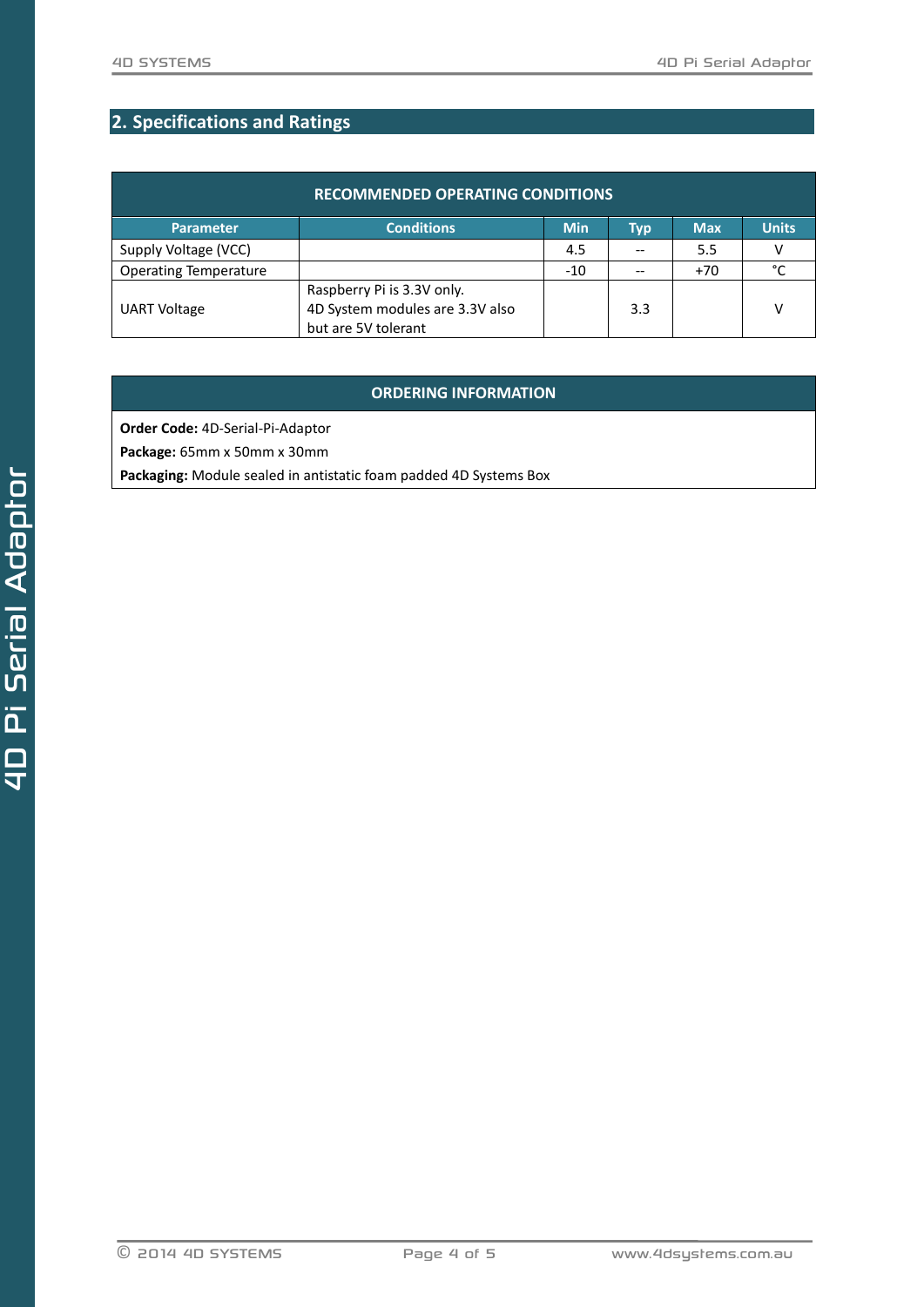## 2. Specifications and Ratings

| RECOMMENDED OPERATING CONDITIONS | | | | | |
|---|---|---|---|---|---|
| **Parameter** | **Conditions** | **Min** | **Typ** | **Max** | **Units** |
| Supply Voltage (VCC) | | 4.5 | -- | 5.5 | V |
| Operating Temperature | | -10 | -- | +70 | °C |
| UART Voltage | Raspberry Pi is 3.3V only. 4D System modules are 3.3V also but are 5V tolerant | | 3.3 | | V |

**ORDERING INFORMATION**

**Order Code:** 4D-Serial-Pi-Adaptor

**Package:** 65mm x 50mm x 30mm

**Packaging:** Module sealed in antistatic foam padded 4D Systems Box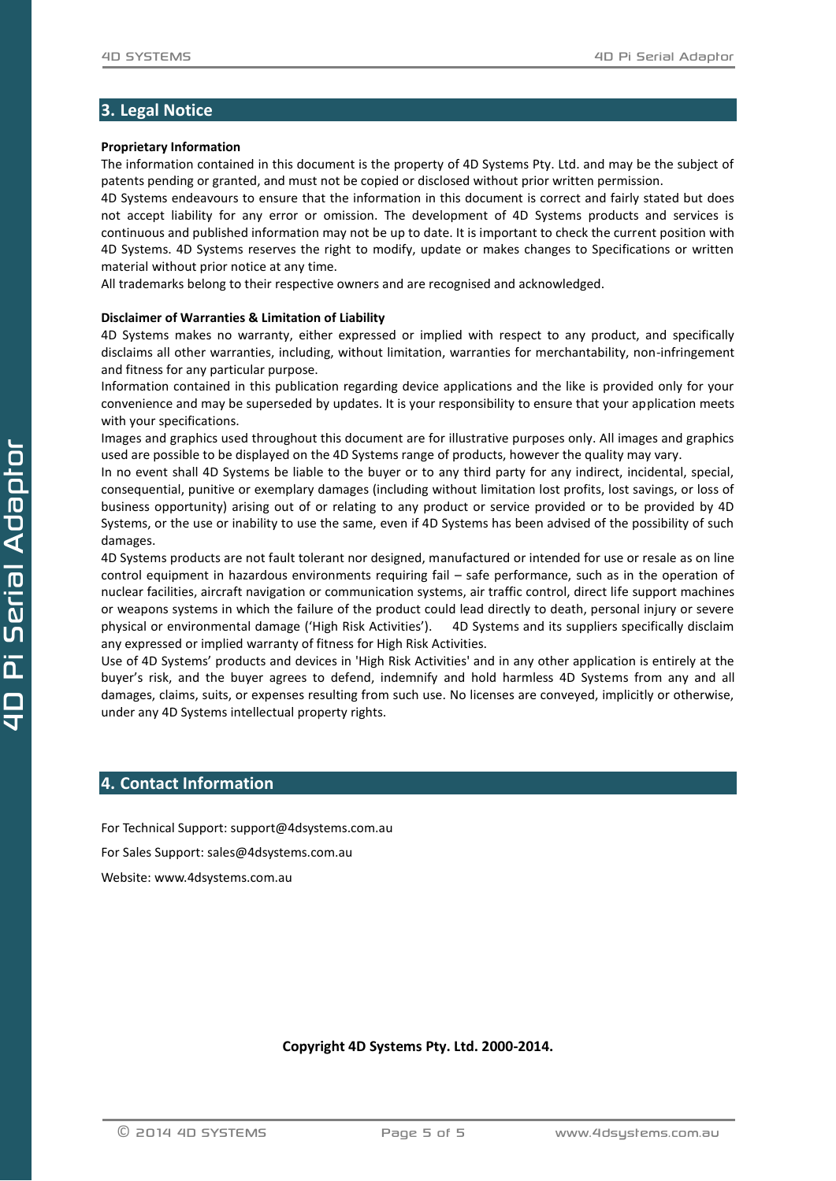## 3. Legal Notice

**Proprietary Information**

The information contained in this document is the property of 4D Systems Pty. Ltd. and may be the subject of patents pending or granted, and must not be copied or disclosed without prior written permission.

4D Systems endeavours to ensure that the information in this document is correct and fairly stated but does not accept liability for any error or omission. The development of 4D Systems products and services is continuous and published information may not be up to date. It is important to check the current position with 4D Systems. 4D Systems reserves the right to modify, update or makes changes to Specifications or written material without prior notice at any time.

All trademarks belong to their respective owners and are recognised and acknowledged.

**Disclaimer of Warranties & Limitation of Liability**

4D Systems makes no warranty, either expressed or implied with respect to any product, and specifically disclaims all other warranties, including, without limitation, warranties for merchantability, non-infringement and fitness for any particular purpose.

Information contained in this publication regarding device applications and the like is provided only for your convenience and may be superseded by updates. It is your responsibility to ensure that your application meets with your specifications.

Images and graphics used throughout this document are for illustrative purposes only. All images and graphics used are possible to be displayed on the 4D Systems range of products, however the quality may vary.

In no event shall 4D Systems be liable to the buyer or to any third party for any indirect, incidental, special, consequential, punitive or exemplary damages (including without limitation lost profits, lost savings, or loss of business opportunity) arising out of or relating to any product or service provided or to be provided by 4D Systems, or the use or inability to use the same, even if 4D Systems has been advised of the possibility of such damages.

4D Systems products are not fault tolerant nor designed, manufactured or intended for use or resale as on line control equipment in hazardous environments requiring fail – safe performance, such as in the operation of nuclear facilities, aircraft navigation or communication systems, air traffic control, direct life support machines or weapons systems in which the failure of the product could lead directly to death, personal injury or severe physical or environmental damage ('High Risk Activities'). 4D Systems and its suppliers specifically disclaim any expressed or implied warranty of fitness for High Risk Activities.

Use of 4D Systems' products and devices in 'High Risk Activities' and in any other application is entirely at the buyer's risk, and the buyer agrees to defend, indemnify and hold harmless 4D Systems from any and all damages, claims, suits, or expenses resulting from such use. No licenses are conveyed, implicitly or otherwise, under any 4D Systems intellectual property rights.

## 4. Contact Information

For Technical Support: support@4dsystems.com.au

For Sales Support: sales@4dsystems.com.au

Website: www.4dsystems.com.au

**Copyright 4D Systems Pty. Ltd. 2000-2014.**